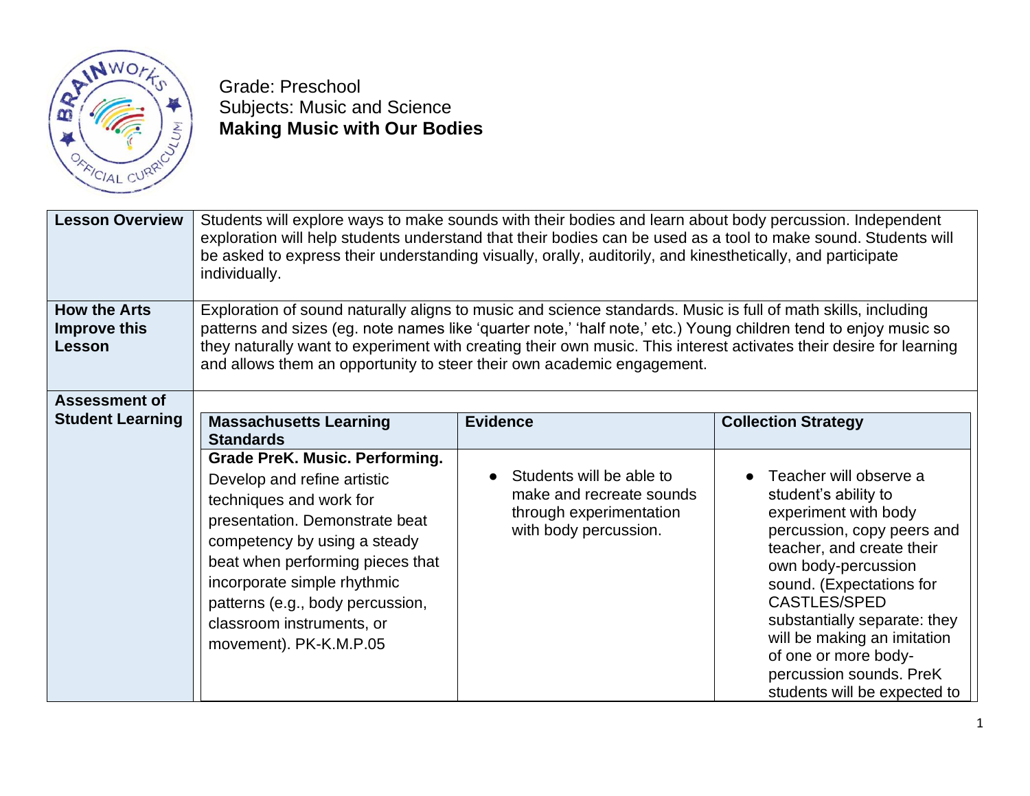Grade: Preschool
Subjects: Music and Science
**Making Music with Our Bodies**

| | |
|---|---|
| **Lesson Overview** | Students will explore ways to make sounds with their bodies and learn about body percussion. Independent exploration will help students understand that their bodies can be used as a tool to make sound. Students will be asked to express their understanding visually, orally, auditorily, and kinesthetically, and participate individually. |
| **How the Arts Improve this Lesson** | Exploration of sound naturally aligns to music and science standards. Music is full of math skills, including patterns and sizes (eg. note names like 'quarter note,' 'half note,' etc.) Young children tend to enjoy music so they naturally want to experiment with creating their own music. This interest activates their desire for learning and allows them an opportunity to steer their own academic engagement. |
| **Assessment of Student Learning** | |

| **Massachusetts Learning Standards** | **Evidence** | **Collection Strategy** |
|---|---|---|
| **Grade PreK. Music. Performing.** Develop and refine artistic techniques and work for presentation. Demonstrate beat competency by using a steady beat when performing pieces that incorporate simple rhythmic patterns (e.g., body percussion, classroom instruments, or movement). PK-K.M.P.05 | • Students will be able to make and recreate sounds through experimentation with body percussion. | • Teacher will observe a student's ability to experiment with body percussion, copy peers and teacher, and create their own body-percussion sound. (Expectations for CASTLES/SPED substantially separate: they will be making an imitation of one or more body-percussion sounds. PreK students will be expected to |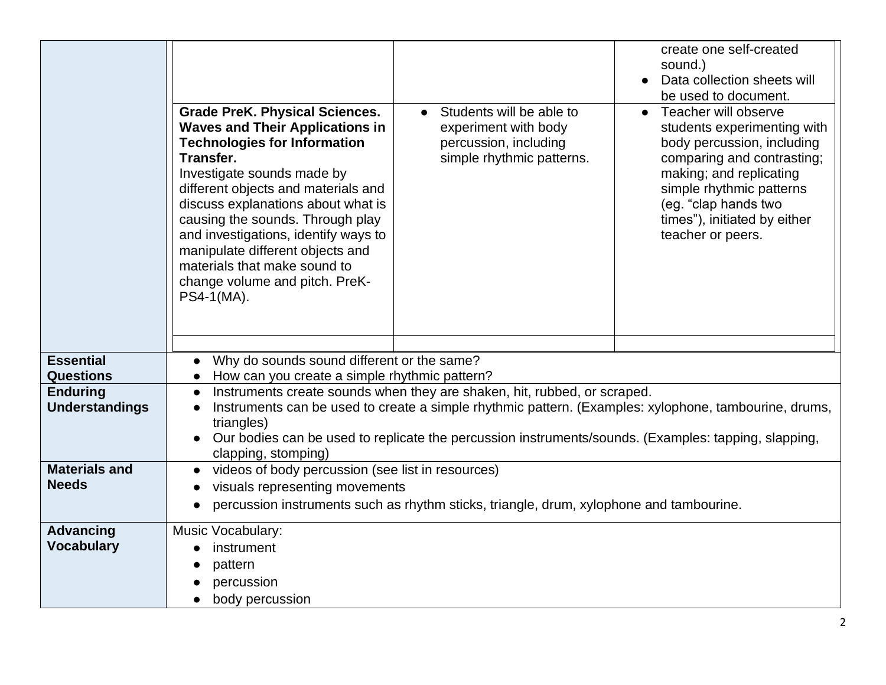| | | | |
|---|---|---|---|
| | | | create one self-created sound.)<br>● Data collection sheets will be used to document. |
| | **Grade PreK. Physical Sciences. Waves and Their Applications in Technologies for Information Transfer.**<br>Investigate sounds made by different objects and materials and discuss explanations about what is causing the sounds. Through play and investigations, identify ways to manipulate different objects and materials that make sound to change volume and pitch. PreK-PS4-1(MA). | ● Students will be able to experiment with body percussion, including simple rhythmic patterns. | ● Teacher will observe students experimenting with body percussion, including comparing and contrasting; making; and replicating simple rhythmic patterns (eg. "clap hands two times"), initiated by either teacher or peers. |
| | | | |
| **Essential Questions** | ● Why do sounds sound different or the same?<br>● How can you create a simple rhythmic pattern? | | |
| **Enduring Understandings** | ● Instruments create sounds when they are shaken, hit, rubbed, or scraped.<br>● Instruments can be used to create a simple rhythmic pattern. (Examples: xylophone, tambourine, drums, triangles)<br>● Our bodies can be used to replicate the percussion instruments/sounds. (Examples: tapping, slapping, clapping, stomping) | | |
| **Materials and Needs** | ● videos of body percussion (see list in resources)<br>● visuals representing movements<br>● percussion instruments such as rhythm sticks, triangle, drum, xylophone and tambourine. | | |
| **Advancing Vocabulary** | Music Vocabulary:<br>● instrument<br>● pattern<br>● percussion<br>● body percussion | | |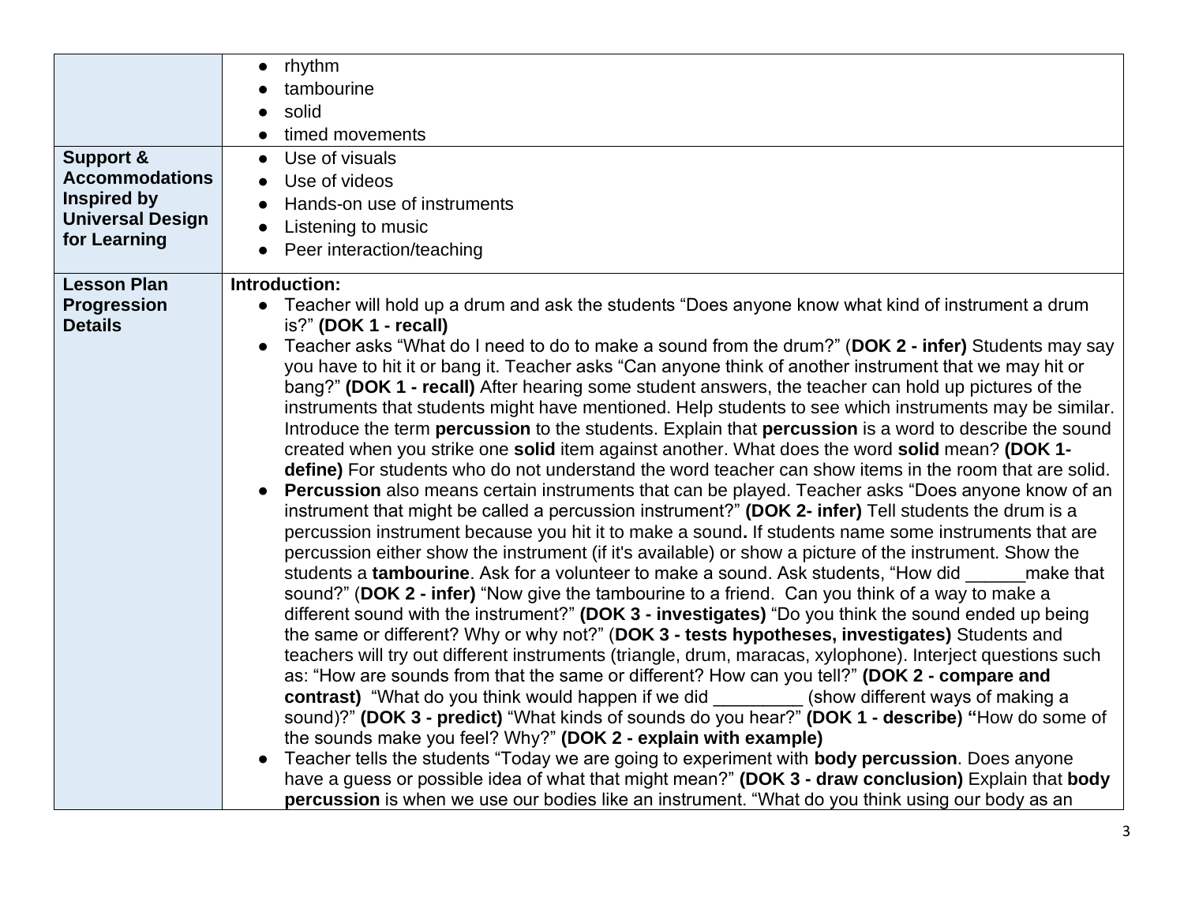| | |
|---|---|
| | • rhythm<br>• tambourine<br>• solid<br>• timed movements |
| **Support & Accommodations Inspired by Universal Design for Learning** | • Use of visuals<br>• Use of videos<br>• Hands-on use of instruments<br>• Listening to music<br>• Peer interaction/teaching |
| **Lesson Plan Progression Details** | **Introduction:**<br>• Teacher will hold up a drum and ask the students "Does anyone know what kind of instrument a drum is?" **(DOK 1 - recall)**<br>• Teacher asks "What do I need to do to make a sound from the drum?" (**DOK 2 - infer)** Students may say you have to hit it or bang it. Teacher asks "Can anyone think of another instrument that we may hit or bang?" **(DOK 1 - recall)** After hearing some student answers, the teacher can hold up pictures of the instruments that students might have mentioned. Help students to see which instruments may be similar. Introduce the term **percussion** to the students. Explain that **percussion** is a word to describe the sound created when you strike one **solid** item against another. What does the word **solid** mean? **(DOK 1- define)** For students who do not understand the word teacher can show items in the room that are solid.<br>• **Percussion** also means certain instruments that can be played. Teacher asks "Does anyone know of an instrument that might be called a percussion instrument?" **(DOK 2- infer)** Tell students the drum is a percussion instrument because you hit it to make a sound**.** If students name some instruments that are percussion either show the instrument (if it's available) or show a picture of the instrument. Show the students a **tambourine**. Ask for a volunteer to make a sound. Ask students, "How did ______make that sound?" (**DOK 2 - infer)** "Now give the tambourine to a friend. Can you think of a way to make a different sound with the instrument?" **(DOK 3 - investigates)** "Do you think the sound ended up being the same or different? Why or why not?" (**DOK 3 - tests hypotheses, investigates)** Students and teachers will try out different instruments (triangle, drum, maracas, xylophone). Interject questions such as: "How are sounds from that the same or different? How can you tell?" **(DOK 2 - compare and contrast)** "What do you think would happen if we did _________ (show different ways of making a sound)?" **(DOK 3 - predict)** "What kinds of sounds do you hear?" **(DOK 1 - describe) "**How do some of the sounds make you feel? Why?" **(DOK 2 - explain with example)**<br>• Teacher tells the students "Today we are going to experiment with **body percussion**. Does anyone have a guess or possible idea of what that might mean?" **(DOK 3 - draw conclusion)** Explain that **body percussion** is when we use our bodies like an instrument. "What do you think using our body as an |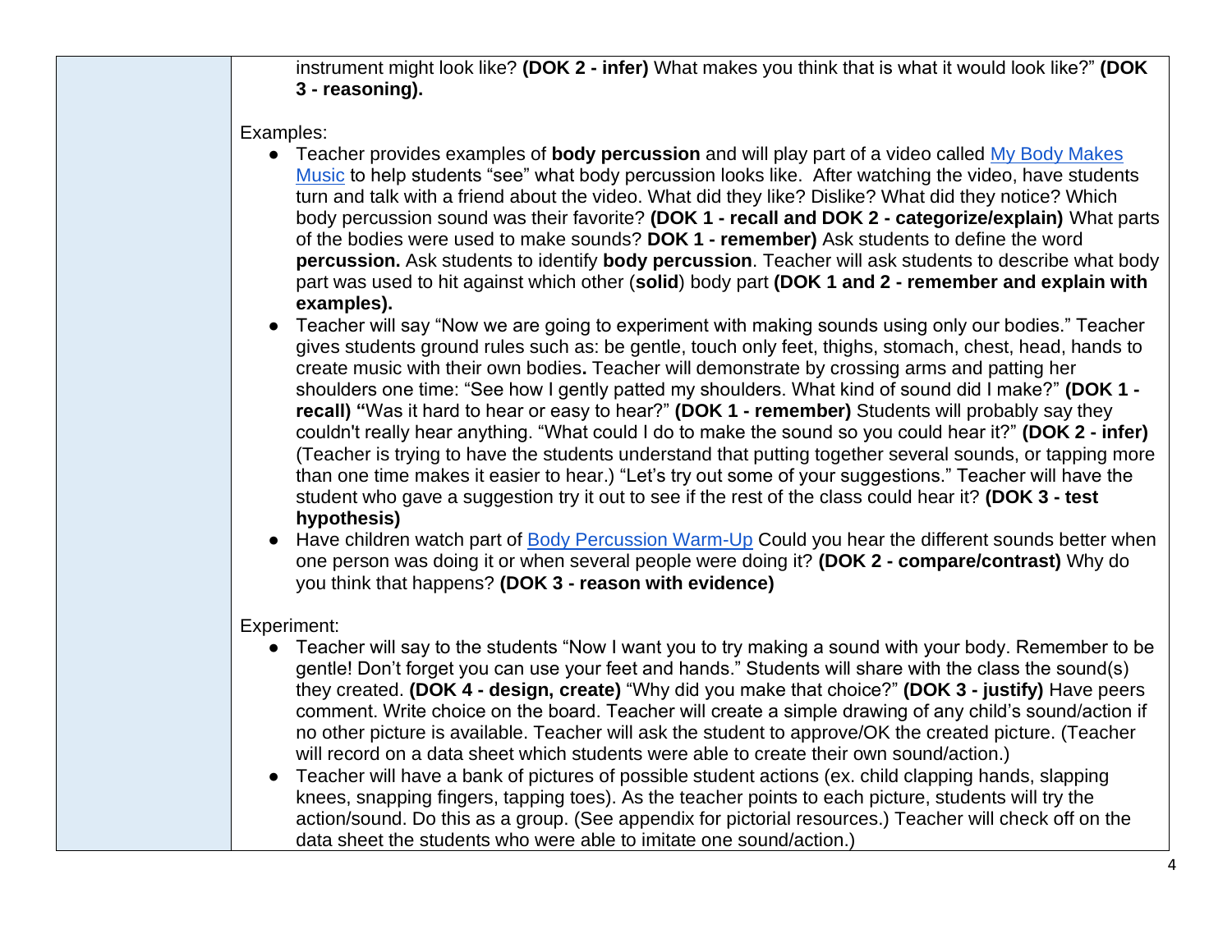| | |
|---|---|
| | instrument might look like? **(DOK 2 - infer)** What makes you think that is what it would look like?" **(DOK 3 - reasoning).**<br><br>Examples:<br>● Teacher provides examples of **body percussion** and will play part of a video called My Body Makes Music to help students "see" what body percussion looks like. After watching the video, have students turn and talk with a friend about the video. What did they like? Dislike? What did they notice? Which body percussion sound was their favorite? **(DOK 1 - recall and DOK 2 - categorize/explain)** What parts of the bodies were used to make sounds? **DOK 1 - remember)** Ask students to define the word **percussion.** Ask students to identify **body percussion**. Teacher will ask students to describe what body part was used to hit against which other (**solid**) body part **(DOK 1 and 2 - remember and explain with examples).**<br>● Teacher will say "Now we are going to experiment with making sounds using only our bodies." Teacher gives students ground rules such as: be gentle, touch only feet, thighs, stomach, chest, head, hands to create music with their own bodies**.** Teacher will demonstrate by crossing arms and patting her shoulders one time: "See how I gently patted my shoulders. What kind of sound did I make?" **(DOK 1 - recall) "**Was it hard to hear or easy to hear?" **(DOK 1 - remember)** Students will probably say they couldn't really hear anything. "What could I do to make the sound so you could hear it?" **(DOK 2 - infer)** (Teacher is trying to have the students understand that putting together several sounds, or tapping more than one time makes it easier to hear.) "Let's try out some of your suggestions." Teacher will have the student who gave a suggestion try it out to see if the rest of the class could hear it? **(DOK 3 - test hypothesis)**<br>● Have children watch part of Body Percussion Warm-Up Could you hear the different sounds better when one person was doing it or when several people were doing it? **(DOK 2 - compare/contrast)** Why do you think that happens? **(DOK 3 - reason with evidence)**<br><br>Experiment:<br>● Teacher will say to the students "Now I want you to try making a sound with your body. Remember to be gentle! Don't forget you can use your feet and hands." Students will share with the class the sound(s) they created. **(DOK 4 - design, create)** "Why did you make that choice?" **(DOK 3 - justify)** Have peers comment. Write choice on the board. Teacher will create a simple drawing of any child's sound/action if no other picture is available. Teacher will ask the student to approve/OK the created picture. (Teacher will record on a data sheet which students were able to create their own sound/action.)<br>● Teacher will have a bank of pictures of possible student actions (ex. child clapping hands, slapping knees, snapping fingers, tapping toes). As the teacher points to each picture, students will try the action/sound. Do this as a group. (See appendix for pictorial resources.) Teacher will check off on the data sheet the students who were able to imitate one sound/action.) |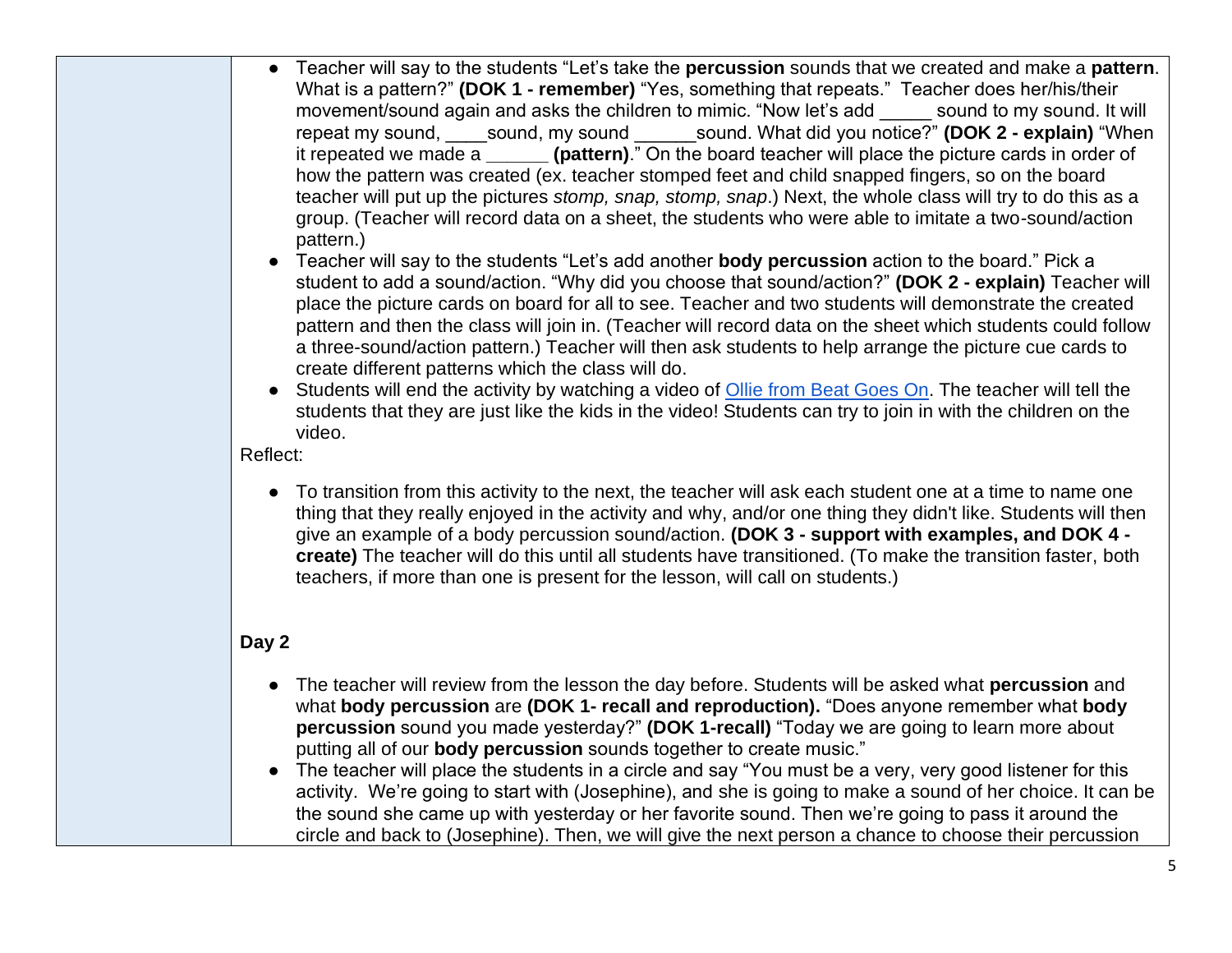- Teacher will say to the students "Let's take the **percussion** sounds that we created and make a **pattern**. What is a pattern?" **(DOK 1 - remember)** "Yes, something that repeats." Teacher does her/his/their movement/sound again and asks the children to mimic. "Now let's add _____ sound to my sound. It will repeat my sound, ____sound, my sound ______sound. What did you notice?" **(DOK 2 - explain)** "When it repeated we made a ______ **(pattern)**." On the board teacher will place the picture cards in order of how the pattern was created (ex. teacher stomped feet and child snapped fingers, so on the board teacher will put up the pictures *stomp, snap, stomp, snap*.) Next, the whole class will try to do this as a group. (Teacher will record data on a sheet, the students who were able to imitate a two-sound/action pattern.)
- Teacher will say to the students "Let's add another **body percussion** action to the board." Pick a student to add a sound/action. "Why did you choose that sound/action?" **(DOK 2 - explain)** Teacher will place the picture cards on board for all to see. Teacher and two students will demonstrate the created pattern and then the class will join in. (Teacher will record data on the sheet which students could follow a three-sound/action pattern.) Teacher will then ask students to help arrange the picture cue cards to create different patterns which the class will do.
- Students will end the activity by watching a video of [Ollie from Beat Goes On](). The teacher will tell the students that they are just like the kids in the video! Students can try to join in with the children on the video.

Reflect:

- To transition from this activity to the next, the teacher will ask each student one at a time to name one thing that they really enjoyed in the activity and why, and/or one thing they didn't like. Students will then give an example of a body percussion sound/action. **(DOK 3 - support with examples, and DOK 4 - create)** The teacher will do this until all students have transitioned. (To make the transition faster, both teachers, if more than one is present for the lesson, will call on students.)

**Day 2**

- The teacher will review from the lesson the day before. Students will be asked what **percussion** and what **body percussion** are **(DOK 1- recall and reproduction).** "Does anyone remember what **body percussion** sound you made yesterday?" **(DOK 1-recall)** "Today we are going to learn more about putting all of our **body percussion** sounds together to create music."
- The teacher will place the students in a circle and say "You must be a very, very good listener for this activity. We're going to start with (Josephine), and she is going to make a sound of her choice. It can be the sound she came up with yesterday or her favorite sound. Then we're going to pass it around the circle and back to (Josephine). Then, we will give the next person a chance to choose their percussion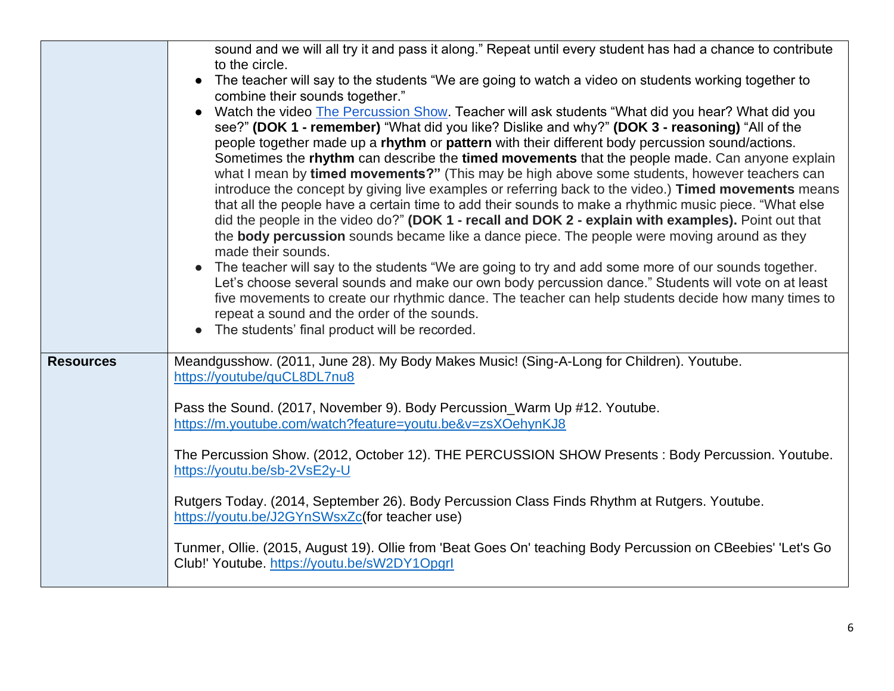| | |
|---|---|
| | sound and we will all try it and pass it along." Repeat until every student has had a chance to contribute to the circle.<br>● The teacher will say to the students "We are going to watch a video on students working together to combine their sounds together."<br>● Watch the video The Percussion Show. Teacher will ask students "What did you hear? What did you see?" **(DOK 1 - remember)** "What did you like? Dislike and why?" **(DOK 3 - reasoning)** "All of the people together made up a **rhythm** or **pattern** with their different body percussion sound/actions. Sometimes the **rhythm** can describe the **timed movements** that the people made. Can anyone explain what I mean by **timed movements?"** (This may be high above some students, however teachers can introduce the concept by giving live examples or referring back to the video.) **Timed movements** means that all the people have a certain time to add their sounds to make a rhythmic music piece. "What else did the people in the video do?" **(DOK 1 - recall and DOK 2 - explain with examples).** Point out that the **body percussion** sounds became like a dance piece. The people were moving around as they made their sounds.<br>● The teacher will say to the students "We are going to try and add some more of our sounds together. Let's choose several sounds and make our own body percussion dance." Students will vote on at least five movements to create our rhythmic dance. The teacher can help students decide how many times to repeat a sound and the order of the sounds.<br>● The students' final product will be recorded. |
| **Resources** | Meandgusshow. (2011, June 28). My Body Makes Music! (Sing-A-Long for Children). Youtube. https://youtube/quCL8DL7nu8<br><br>Pass the Sound. (2017, November 9). Body Percussion_Warm Up #12. Youtube. https://m.youtube.com/watch?feature=youtu.be&v=zsXOehynKJ8<br><br>The Percussion Show. (2012, October 12). THE PERCUSSION SHOW Presents : Body Percussion. Youtube. https://youtu.be/sb-2VsE2y-U<br><br>Rutgers Today. (2014, September 26). Body Percussion Class Finds Rhythm at Rutgers. Youtube. https://youtu.be/J2GYnSWsxZc(for teacher use)<br><br>Tunmer, Ollie. (2015, August 19). Ollie from 'Beat Goes On' teaching Body Percussion on CBeebies' 'Let's Go Club!' Youtube. https://youtu.be/sW2DY1OpgrI |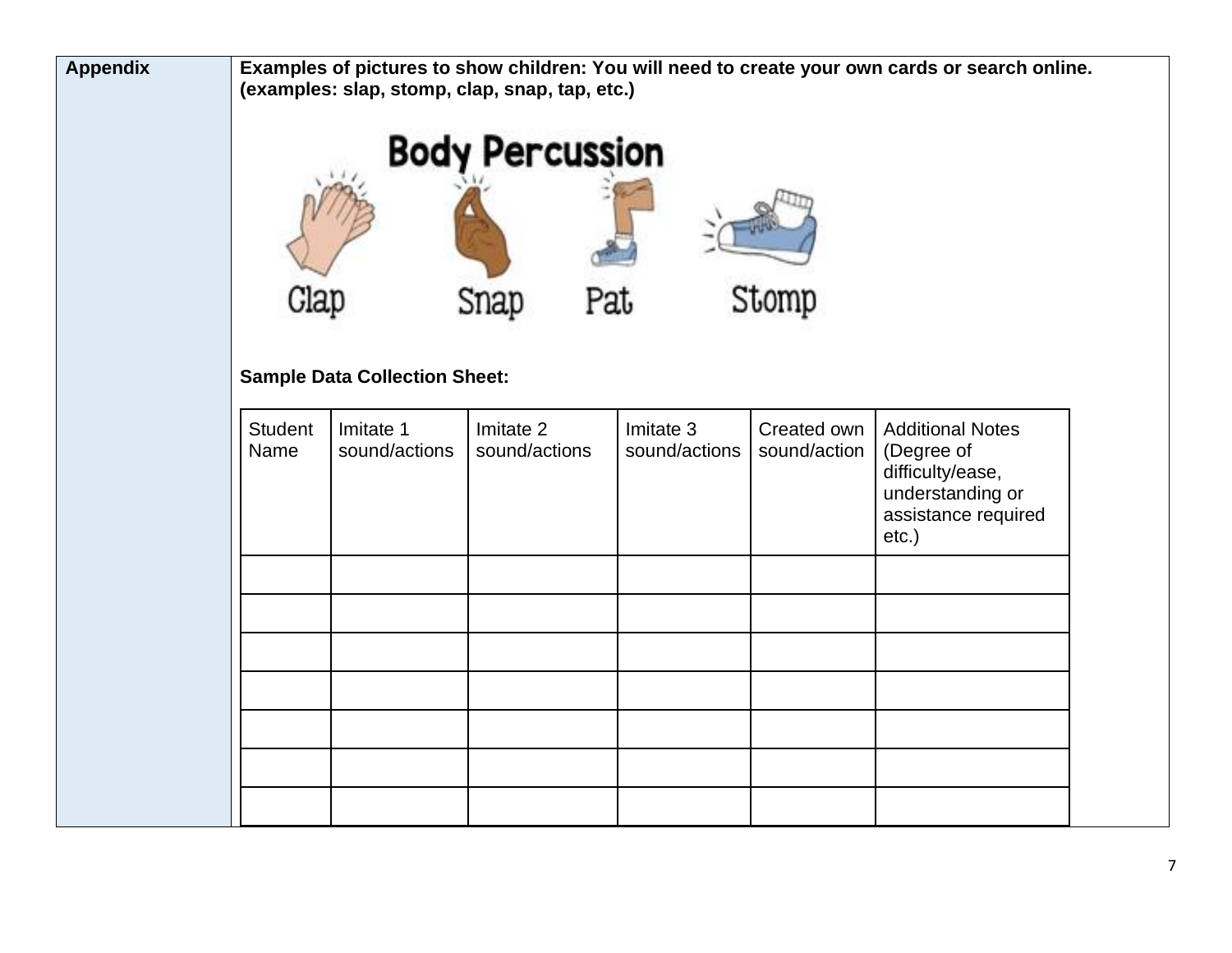**Appendix**

**Examples of pictures to show children: You will need to create your own cards or search online. (examples: slap, stomp, clap, snap, tap, etc.)**

Body Percussion

Clap

Snap

Pat

Stomp

**Sample Data Collection Sheet:**

| Student Name | Imitate 1 sound/actions | Imitate 2 sound/actions | Imitate 3 sound/actions | Created own sound/action | Additional Notes (Degree of difficulty/ease, understanding or assistance required etc.) |
|---|---|---|---|---|---|
| | | | | | |
| | | | | | |
| | | | | | |
| | | | | | |
| | | | | | |
| | | | | | |
| | | | | | |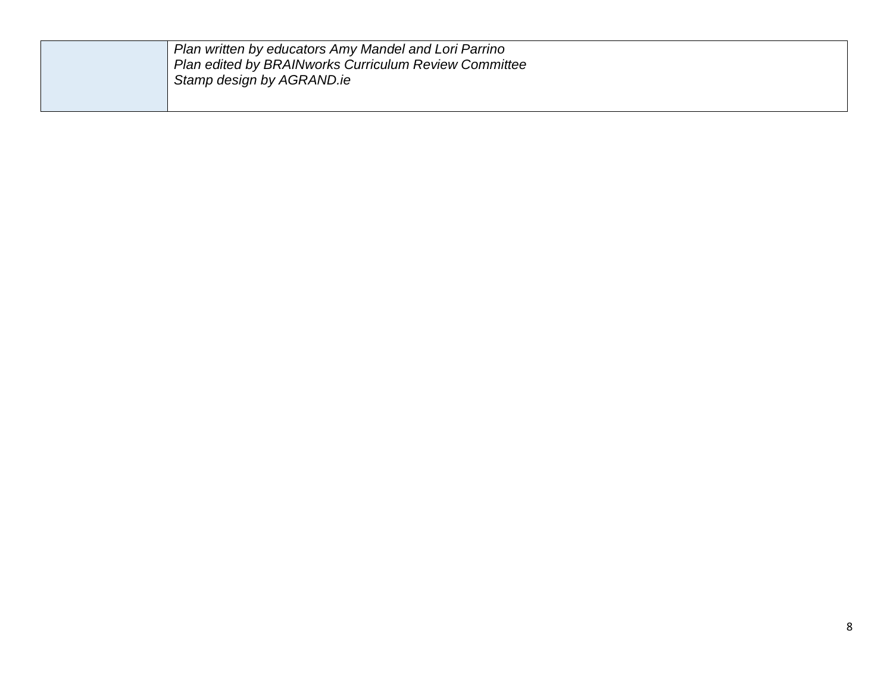| | |
|---|---|
| | *Plan written by educators Amy Mandel and Lori Parrino*<br>*Plan edited by BRAINworks Curriculum Review Committee*<br>*Stamp design by AGRAND.ie* |